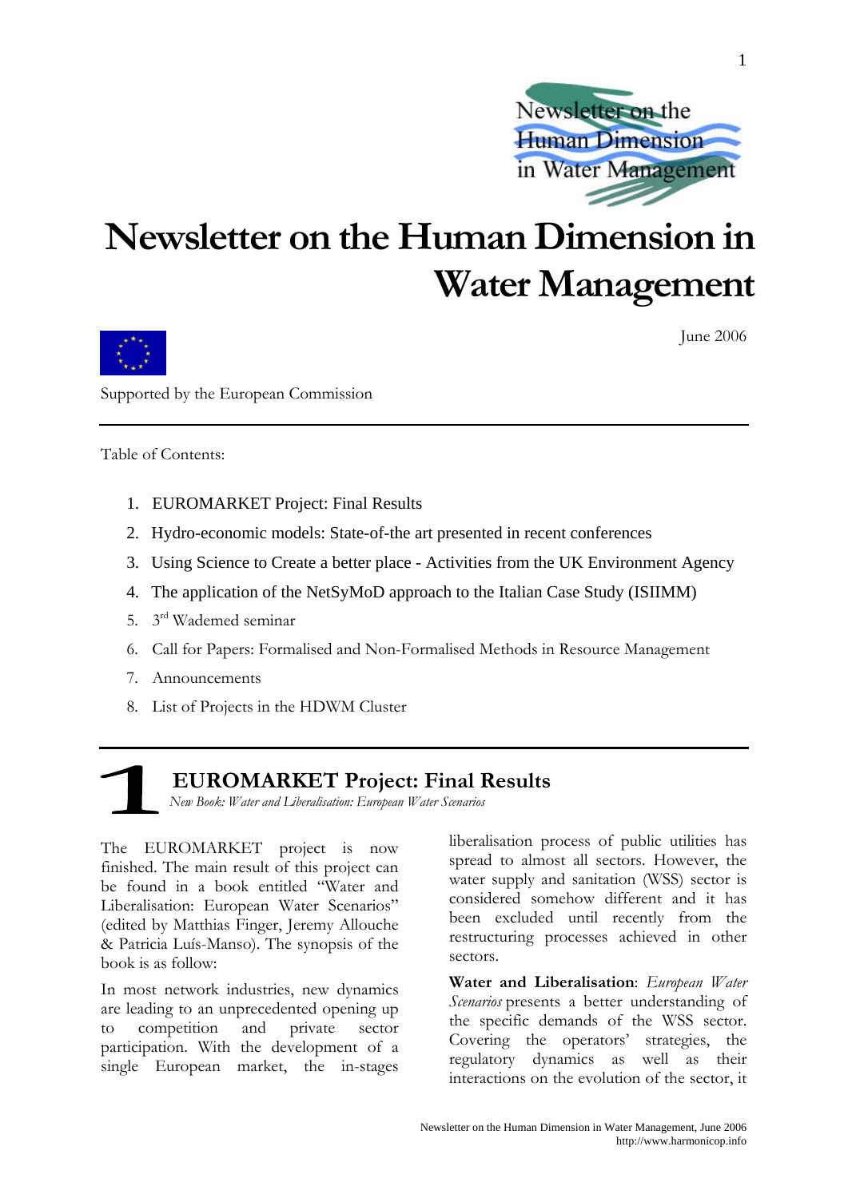# Newsletter on the Human Dimension in Water Management

June 2006

Supported by the European Commission

Table of Contents:

1. EUROMARKET Project: Final Results
2. Hydro-economic models: State-of-the art presented in recent conferences
3. Using Science to Create a better place - Activities from the UK Environment Agency
4. The application of the NetSyMoD approach to the Italian Case Study (ISIIMM)
5. 3rd Wademed seminar
6. Call for Papers: Formalised and Non-Formalised Methods in Resource Management
7. Announcements
8. List of Projects in the HDWM Cluster

## 1 EUROMARKET Project: Final Results

*New Book: Water and Liberalisation: European Water Scenarios*

The EUROMARKET project is now finished. The main result of this project can be found in a book entitled "Water and Liberalisation: European Water Scenarios" (edited by Matthias Finger, Jeremy Allouche & Patricia Luís-Manso). The synopsis of the book is as follow:

In most network industries, new dynamics are leading to an unprecedented opening up to competition and private sector participation. With the development of a single European market, the in-stages liberalisation process of public utilities has spread to almost all sectors. However, the water supply and sanitation (WSS) sector is considered somehow different and it has been excluded until recently from the restructuring processes achieved in other sectors.

**Water and Liberalisation**: *European Water Scenarios* presents a better understanding of the specific demands of the WSS sector. Covering the operators' strategies, the regulatory dynamics as well as their interactions on the evolution of the sector, it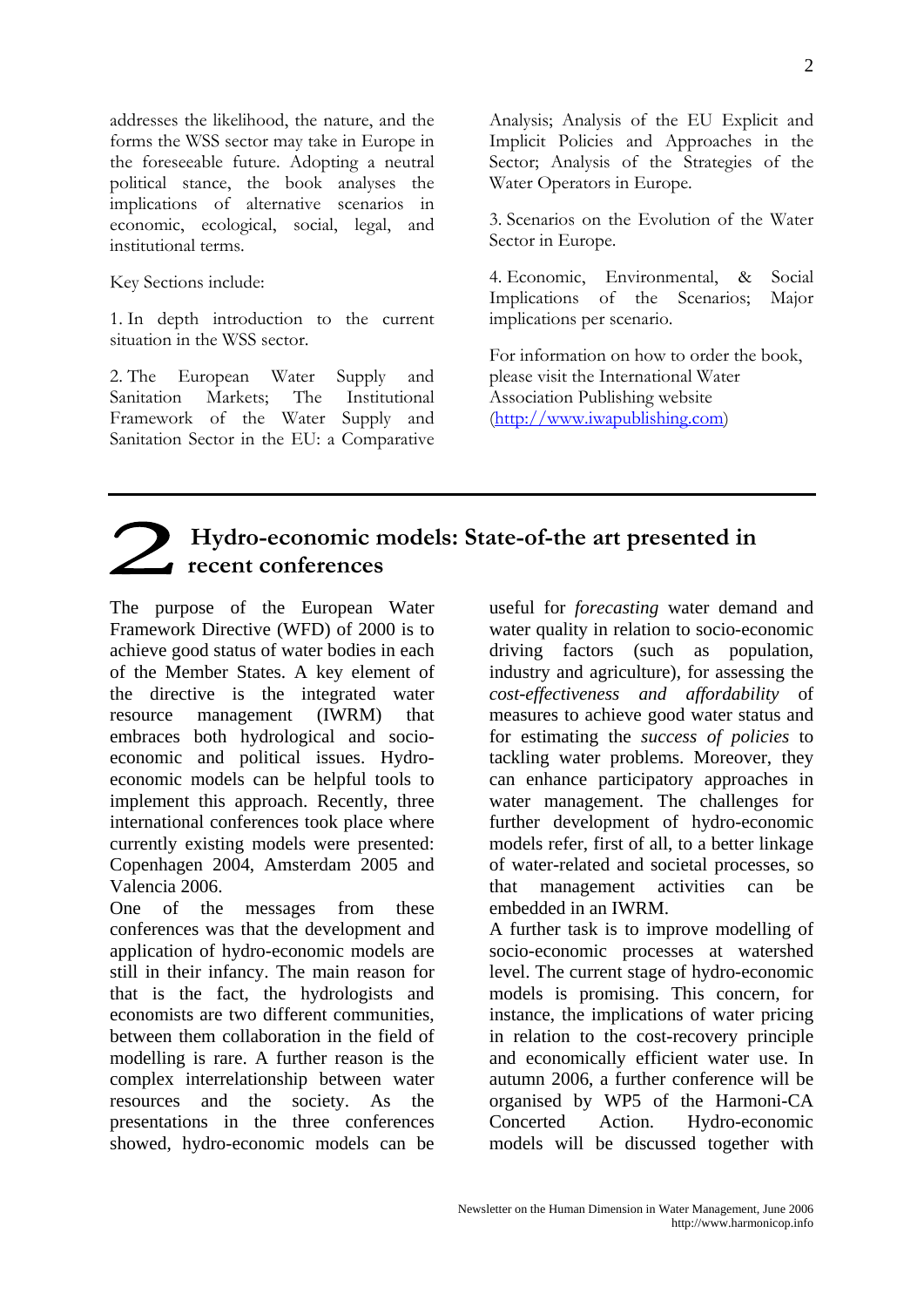addresses the likelihood, the nature, and the forms the WSS sector may take in Europe in the foreseeable future. Adopting a neutral political stance, the book analyses the implications of alternative scenarios in economic, ecological, social, legal, and institutional terms.

Key Sections include:

1. In depth introduction to the current situation in the WSS sector.

2. The European Water Supply and Sanitation Markets; The Institutional Framework of the Water Supply and Sanitation Sector in the EU: a Comparative Analysis; Analysis of the EU Explicit and Implicit Policies and Approaches in the Sector; Analysis of the Strategies of the Water Operators in Europe.

3. Scenarios on the Evolution of the Water Sector in Europe.

4. Economic, Environmental, & Social Implications of the Scenarios; Major implications per scenario.

For information on how to order the book, please visit the International Water Association Publishing website (http://www.iwapublishing.com)

## 2 Hydro-economic models: State-of-the art presented in recent conferences

The purpose of the European Water Framework Directive (WFD) of 2000 is to achieve good status of water bodies in each of the Member States. A key element of the directive is the integrated water resource management (IWRM) that embraces both hydrological and socio-economic and political issues. Hydro-economic models can be helpful tools to implement this approach. Recently, three international conferences took place where currently existing models were presented: Copenhagen 2004, Amsterdam 2005 and Valencia 2006.

One of the messages from these conferences was that the development and application of hydro-economic models are still in their infancy. The main reason for that is the fact, the hydrologists and economists are two different communities, between them collaboration in the field of modelling is rare. A further reason is the complex interrelationship between water resources and the society. As the presentations in the three conferences showed, hydro-economic models can be useful for *forecasting* water demand and water quality in relation to socio-economic driving factors (such as population, industry and agriculture), for assessing the *cost-effectiveness and affordability* of measures to achieve good water status and for estimating the *success of policies* to tackling water problems. Moreover, they can enhance participatory approaches in water management. The challenges for further development of hydro-economic models refer, first of all, to a better linkage of water-related and societal processes, so that management activities can be embedded in an IWRM.

A further task is to improve modelling of socio-economic processes at watershed level. The current stage of hydro-economic models is promising. This concern, for instance, the implications of water pricing in relation to the cost-recovery principle and economically efficient water use. In autumn 2006, a further conference will be organised by WP5 of the Harmoni-CA Concerted Action. Hydro-economic models will be discussed together with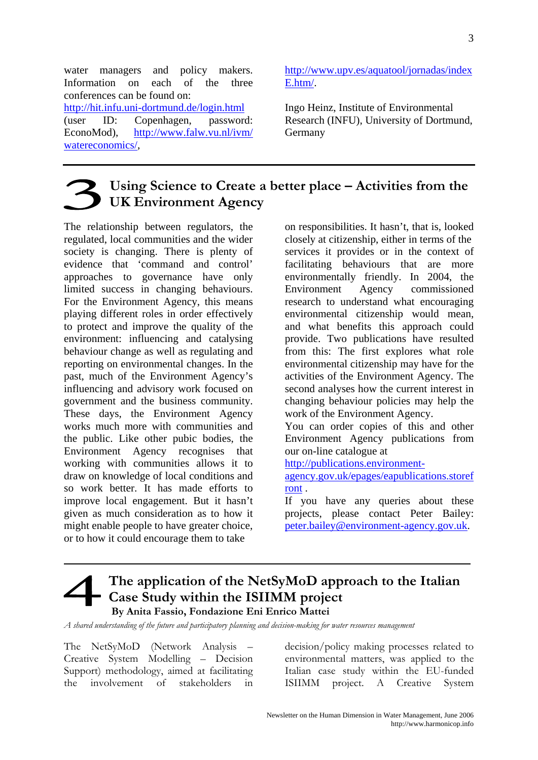water managers and policy makers. Information on each of the three conferences can be found on: http://hit.infu.uni-dortmund.de/login.html (user ID: Copenhagen, password: EconoMod), http://www.falw.vu.nl/ivm/watereconomics/, http://www.upv.es/aquatool/jornadas/indexE.htm/.

Ingo Heinz, Institute of Environmental Research (INFU), University of Dortmund, Germany

---

# 3 Using Science to Create a better place – Activities from the UK Environment Agency

The relationship between regulators, the regulated, local communities and the wider society is changing. There is plenty of evidence that 'command and control' approaches to governance have only limited success in changing behaviours. For the Environment Agency, this means playing different roles in order effectively to protect and improve the quality of the environment: influencing and catalysing behaviour change as well as regulating and reporting on environmental changes. In the past, much of the Environment Agency's influencing and advisory work focused on government and the business community. These days, the Environment Agency works much more with communities and the public. Like other pubic bodies, the Environment Agency recognises that working with communities allows it to draw on knowledge of local conditions and so work better. It has made efforts to improve local engagement. But it hasn't given as much consideration as to how it might enable people to have greater choice, or to how it could encourage them to take on responsibilities. It hasn't, that is, looked closely at citizenship, either in terms of the services it provides or in the context of facilitating behaviours that are more environmentally friendly. In 2004, the Environment Agency commissioned research to understand what encouraging environmental citizenship would mean, and what benefits this approach could provide. Two publications have resulted from this: The first explores what role environmental citizenship may have for the activities of the Environment Agency. The second analyses how the current interest in changing behaviour policies may help the work of the Environment Agency.

You can order copies of this and other Environment Agency publications from our on-line catalogue at http://publications.environment-agency.gov.uk/epages/eapublications.storefront .

If you have any queries about these projects, please contact Peter Bailey: peter.bailey@environment-agency.gov.uk.

---

# 4 The application of the NetSyMoD approach to the Italian Case Study within the ISIIMM project

**By Anita Fassio, Fondazione Eni Enrico Mattei**

*A shared understanding of the future and participatory planning and decision-making for water resources management*

The NetSyMoD (Network Analysis – Creative System Modelling – Decision Support) methodology, aimed at facilitating the involvement of stakeholders in decision/policy making processes related to environmental matters, was applied to the Italian case study within the EU-funded ISIIMM project. A Creative System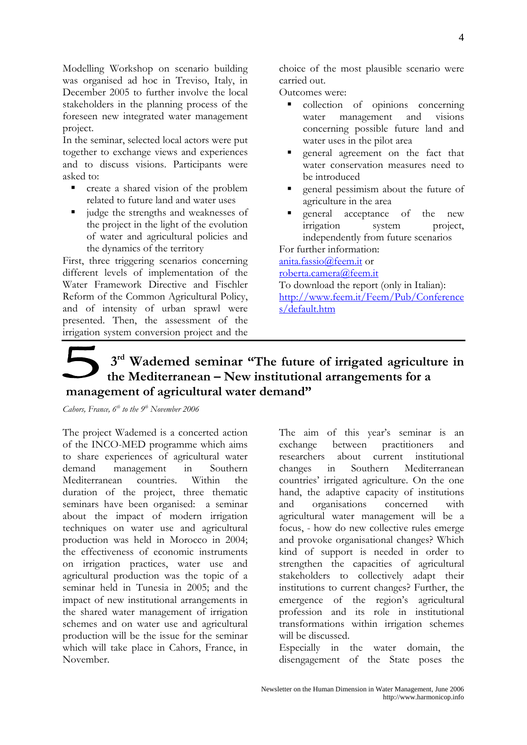Modelling Workshop on scenario building was organised ad hoc in Treviso, Italy, in December 2005 to further involve the local stakeholders in the planning process of the foreseen new integrated water management project.

In the seminar, selected local actors were put together to exchange views and experiences and to discuss visions. Participants were asked to:

- create a shared vision of the problem related to future land and water uses
- judge the strengths and weaknesses of the project in the light of the evolution of water and agricultural policies and the dynamics of the territory

First, three triggering scenarios concerning different levels of implementation of the Water Framework Directive and Fischler Reform of the Common Agricultural Policy, and of intensity of urban sprawl were presented. Then, the assessment of the irrigation system conversion project and the choice of the most plausible scenario were carried out.

Outcomes were:

- collection of opinions concerning water management and visions concerning possible future land and water uses in the pilot area
- general agreement on the fact that water conservation measures need to be introduced
- general pessimism about the future of agriculture in the area
- general acceptance of the new irrigation system project, independently from future scenarios

For further information:
anita.fassio@feem.it or
roberta.camera@feem.it

To download the report (only in Italian):
http://www.feem.it/Feem/Pub/Conferences/default.htm

## 5 3rd Wademed seminar "The future of irrigated agriculture in the Mediterranean – New institutional arrangements for a management of agricultural water demand"

*Cahors, France, 6th to the 9th November 2006*

The project Wademed is a concerted action of the INCO-MED programme which aims to share experiences of agricultural water demand management in Southern Mediterranean countries. Within the duration of the project, three thematic seminars have been organised: a seminar about the impact of modern irrigation techniques on water use and agricultural production was held in Morocco in 2004; the effectiveness of economic instruments on irrigation practices, water use and agricultural production was the topic of a seminar held in Tunesia in 2005; and the impact of new institutional arrangements in the shared water management of irrigation schemes and on water use and agricultural production will be the issue for the seminar which will take place in Cahors, France, in November.

The aim of this year's seminar is an exchange between practitioners and researchers about current institutional changes in Southern Mediterranean countries' irrigated agriculture. On the one hand, the adaptive capacity of institutions and organisations concerned with agricultural water management will be a focus, - how do new collective rules emerge and provoke organisational changes? Which kind of support is needed in order to strengthen the capacities of agricultural stakeholders to collectively adapt their institutions to current changes? Further, the emergence of the region's agricultural profession and its role in institutional transformations within irrigation schemes will be discussed.

Especially in the water domain, the disengagement of the State poses the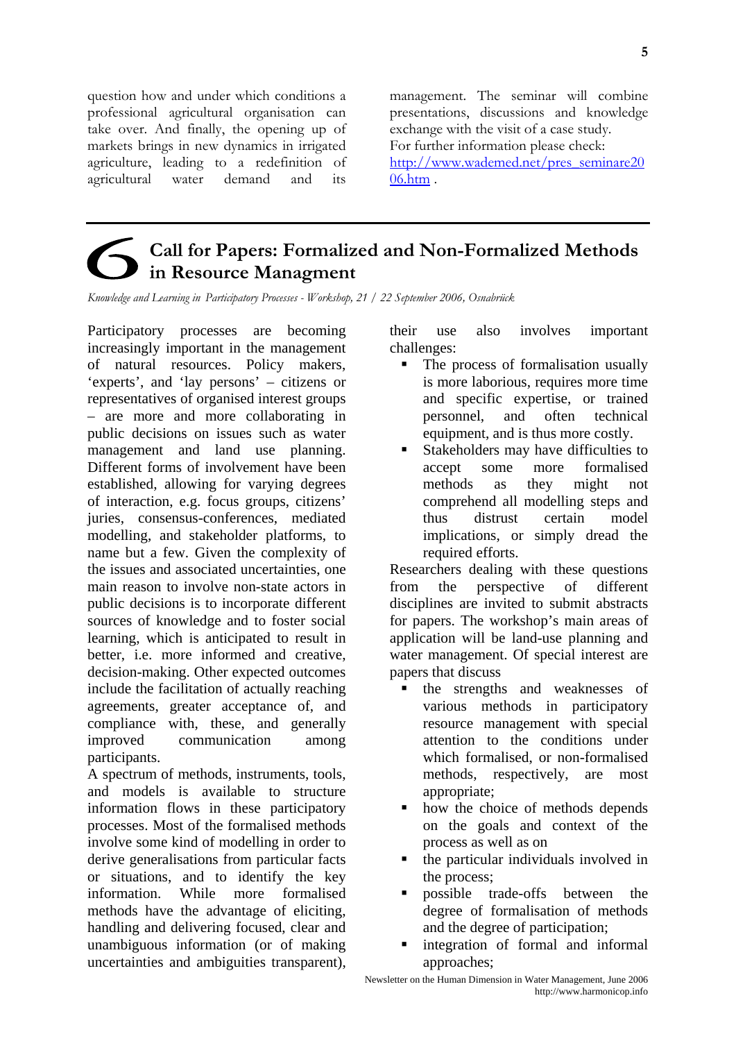question how and under which conditions a professional agricultural organisation can take over. And finally, the opening up of markets brings in new dynamics in irrigated agriculture, leading to a redefinition of agricultural water demand and its management. The seminar will combine presentations, discussions and knowledge exchange with the visit of a case study.
For further information please check:
[http://www.wademed.net/pres_seminare2006.htm](http://www.wademed.net/pres_seminare2006.htm) .

## 6 Call for Papers: Formalized and Non-Formalized Methods in Resource Managment

*Knowledge and Learning in Participatory Processes - Workshop, 21 / 22 September 2006, Osnabrück*

Participatory processes are becoming increasingly important in the management of natural resources. Policy makers, 'experts', and 'lay persons' – citizens or representatives of organised interest groups – are more and more collaborating in public decisions on issues such as water management and land use planning. Different forms of involvement have been established, allowing for varying degrees of interaction, e.g. focus groups, citizens' juries, consensus-conferences, mediated modelling, and stakeholder platforms, to name but a few. Given the complexity of the issues and associated uncertainties, one main reason to involve non-state actors in public decisions is to incorporate different sources of knowledge and to foster social learning, which is anticipated to result in better, i.e. more informed and creative, decision-making. Other expected outcomes include the facilitation of actually reaching agreements, greater acceptance of, and compliance with, these, and generally improved communication among participants.

A spectrum of methods, instruments, tools, and models is available to structure information flows in these participatory processes. Most of the formalised methods involve some kind of modelling in order to derive generalisations from particular facts or situations, and to identify the key information. While more formalised methods have the advantage of eliciting, handling and delivering focused, clear and unambiguous information (or of making uncertainties and ambiguities transparent), their use also involves important challenges:

- The process of formalisation usually is more laborious, requires more time and specific expertise, or trained personnel, and often technical equipment, and is thus more costly.
- Stakeholders may have difficulties to accept some more formalised methods as they might not comprehend all modelling steps and thus distrust certain model implications, or simply dread the required efforts.

Researchers dealing with these questions from the perspective of different disciplines are invited to submit abstracts for papers. The workshop's main areas of application will be land-use planning and water management. Of special interest are papers that discuss

- the strengths and weaknesses of various methods in participatory resource management with special attention to the conditions under which formalised, or non-formalised methods, respectively, are most appropriate;
- how the choice of methods depends on the goals and context of the process as well as on
- the particular individuals involved in the process;
- possible trade-offs between the degree of formalisation of methods and the degree of participation;
- integration of formal and informal approaches;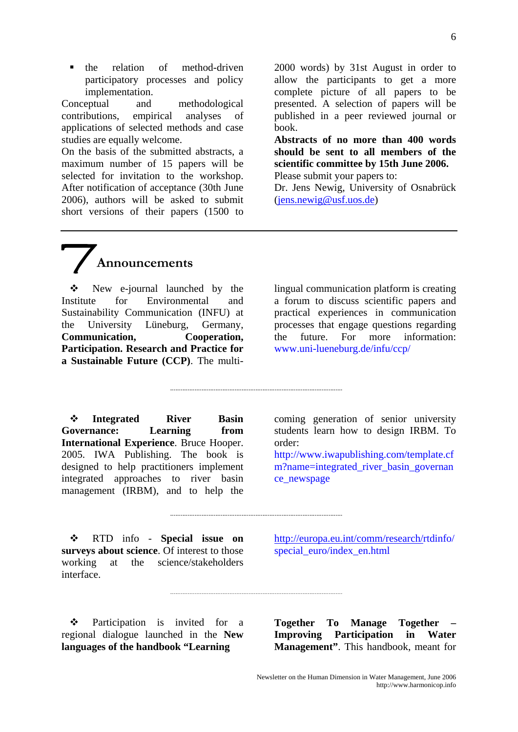- the relation of method-driven participatory processes and policy implementation.

Conceptual and methodological contributions, empirical analyses of applications of selected methods and case studies are equally welcome.

On the basis of the submitted abstracts, a maximum number of 15 papers will be selected for invitation to the workshop. After notification of acceptance (30th June 2006), authors will be asked to submit short versions of their papers (1500 to 2000 words) by 31st August in order to allow the participants to get a more complete picture of all papers to be presented. A selection of papers will be published in a peer reviewed journal or book.

**Abstracts of no more than 400 words should be sent to all members of the scientific committee by 15th June 2006.**

Please submit your papers to:

Dr. Jens Newig, University of Osnabrück (jens.newig@usf.uos.de)

---

# 7 Announcements

❖ New e-journal launched by the Institute for Environmental and Sustainability Communication (INFU) at the University Lüneburg, Germany, **Communication, Cooperation, Participation. Research and Practice for a Sustainable Future (CCP)**. The multi-lingual communication platform is creating a forum to discuss scientific papers and practical experiences in communication processes that engage questions regarding the future. For more information: www.uni-lueneburg.de/infu/ccp/

---

❖ **Integrated River Basin Governance: Learning from International Experience**. Bruce Hooper. 2005. IWA Publishing. The book is designed to help practitioners implement integrated approaches to river basin management (IRBM), and to help the coming generation of senior university students learn how to design IRBM. To order: http://www.iwapublishing.com/template.cfm?name=integrated_river_basin_governance_newspage

---

❖ RTD info - **Special issue on surveys about science**. Of interest to those working at the science/stakeholders interface. http://europa.eu.int/comm/research/rtdinfo/special_euro/index_en.html

---

❖ Participation is invited for a regional dialogue launched in the **New languages of the handbook "Learning Together To Manage Together – Improving Participation in Water Management"**. This handbook, meant for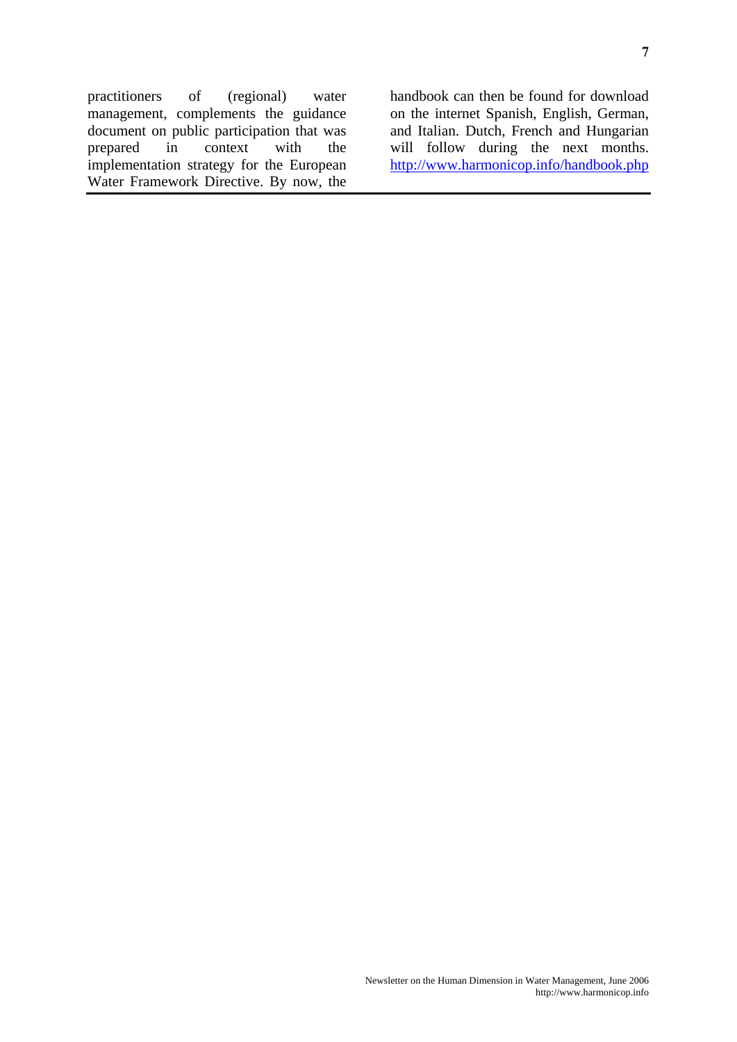practitioners of (regional) water management, complements the guidance document on public participation that was prepared in context with the implementation strategy for the European Water Framework Directive. By now, the handbook can then be found for download on the internet Spanish, English, German, and Italian. Dutch, French and Hungarian will follow during the next months. http://www.harmonicop.info/handbook.php

---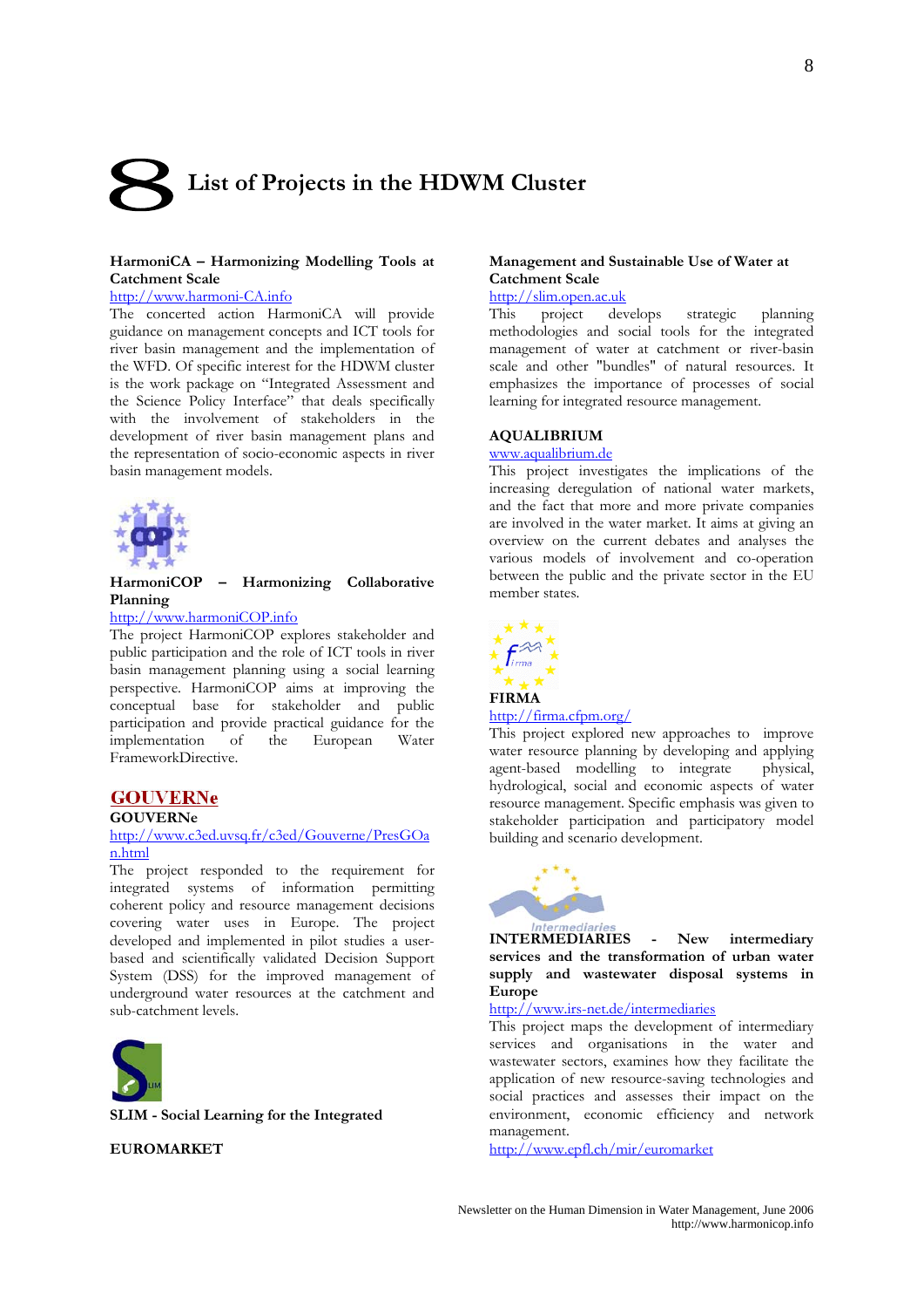# 8 List of Projects in the HDWM Cluster

**HarmoniCA – Harmonizing Modelling Tools at Catchment Scale**
http://www.harmoni-CA.info
The concerted action HarmoniCA will provide guidance on management concepts and ICT tools for river basin management and the implementation of the WFD. Of specific interest for the HDWM cluster is the work package on "Integrated Assessment and the Science Policy Interface" that deals specifically with the involvement of stakeholders in the development of river basin management plans and the representation of socio-economic aspects in river basin management models.

**HarmoniCOP – Harmonizing Collaborative Planning**
http://www.harmoniCOP.info
The project HarmoniCOP explores stakeholder and public participation and the role of ICT tools in river basin management planning using a social learning perspective. HarmoniCOP aims at improving the conceptual base for stakeholder and public participation and provide practical guidance for the implementation of the European Water FrameworkDirective.

**GOUVERNe**
http://www.c3ed.uvsq.fr/c3ed/Gouverne/PresGOan.html
The project responded to the requirement for integrated systems of information permitting coherent policy and resource management decisions covering water uses in Europe. The project developed and implemented in pilot studies a user-based and scientifically validated Decision Support System (DSS) for the improved management of underground water resources at the catchment and sub-catchment levels.

**SLIM - Social Learning for the Integrated Management and Sustainable Use of Water at Catchment Scale**
http://slim.open.ac.uk
This project develops strategic planning methodologies and social tools for the integrated management of water at catchment or river-basin scale and other "bundles" of natural resources. It emphasizes the importance of processes of social learning for integrated resource management.

**AQUALIBRIUM**
www.aqualibrium.de
This project investigates the implications of the increasing deregulation of national water markets, and the fact that more and more private companies are involved in the water market. It aims at giving an overview on the current debates and analyses the various models of involvement and co-operation between the public and the private sector in the EU member states.

**FIRMA**
http://firma.cfpm.org/
This project explored new approaches to improve water resource planning by developing and applying agent-based modelling to integrate physical, hydrological, social and economic aspects of water resource management. Specific emphasis was given to stakeholder participation and participatory model building and scenario development.

**INTERMEDIARIES - New intermediary services and the transformation of urban water supply and wastewater disposal systems in Europe**
http://www.irs-net.de/intermediaries
This project maps the development of intermediary services and organisations in the water and wastewater sectors, examines how they facilitate the application of new resource-saving technologies and social practices and assesses their impact on the environment, economic efficiency and network management.

**EUROMARKET**
http://www.epfl.ch/mir/euromarket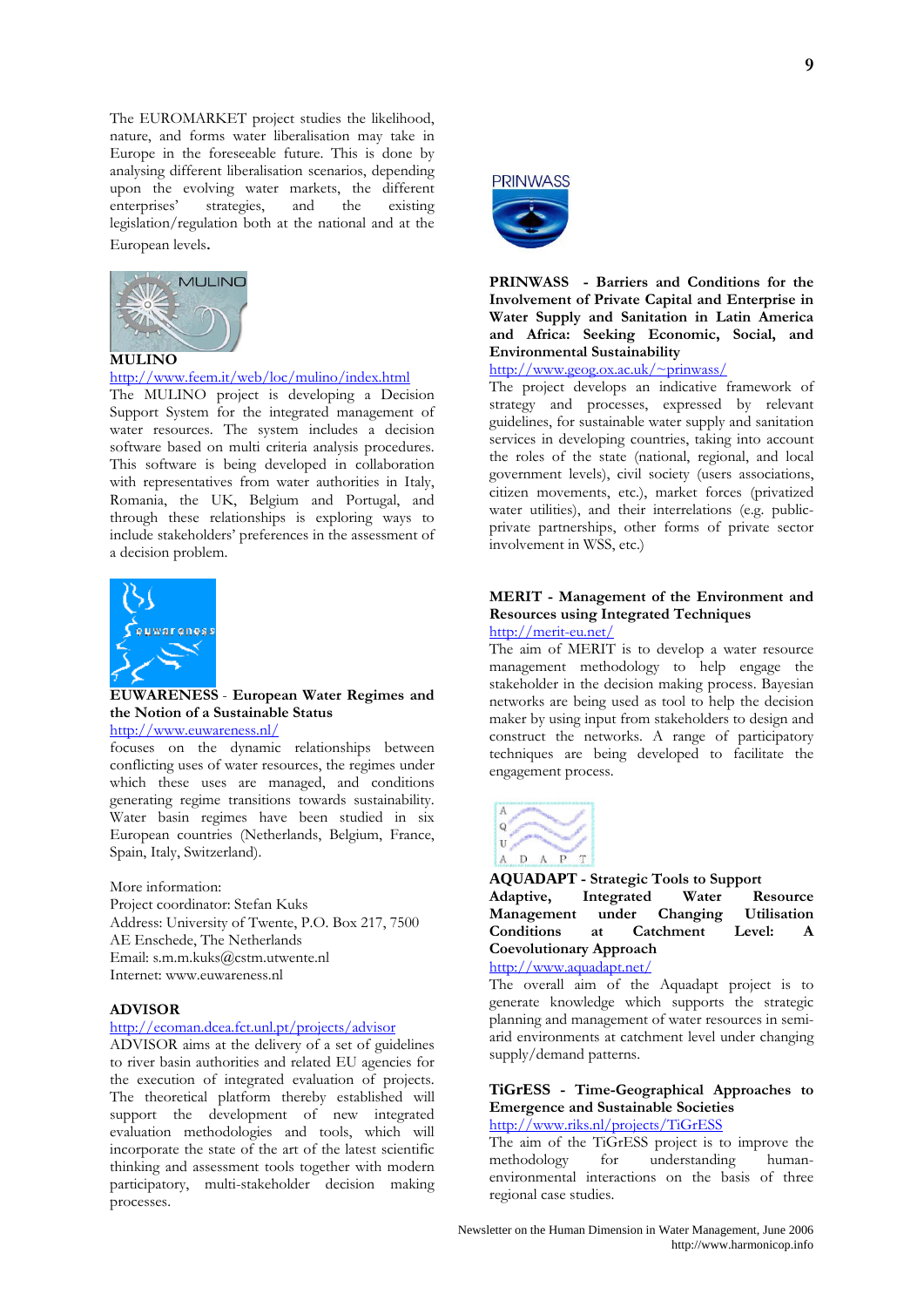The EUROMARKET project studies the likelihood, nature, and forms water liberalisation may take in Europe in the foreseeable future. This is done by analysing different liberalisation scenarios, depending upon the evolving water markets, the different enterprises' strategies, and the existing legislation/regulation both at the national and at the European levels.

**MULINO**

http://www.feem.it/web/loc/mulino/index.html

The MULINO project is developing a Decision Support System for the integrated management of water resources. The system includes a decision software based on multi criteria analysis procedures. This software is being developed in collaboration with representatives from water authorities in Italy, Romania, the UK, Belgium and Portugal, and through these relationships is exploring ways to include stakeholders' preferences in the assessment of a decision problem.

**EUWARENESS** - **European Water Regimes and the Notion of a Sustainable Status**

http://www.euwareness.nl/

focuses on the dynamic relationships between conflicting uses of water resources, the regimes under which these uses are managed, and conditions generating regime transitions towards sustainability. Water basin regimes have been studied in six European countries (Netherlands, Belgium, France, Spain, Italy, Switzerland).

More information:
Project coordinator: Stefan Kuks
Address: University of Twente, P.O. Box 217, 7500 AE Enschede, The Netherlands
Email: s.m.m.kuks@cstm.utwente.nl
Internet: www.euwareness.nl

**ADVISOR**

http://ecoman.dcea.fct.unl.pt/projects/advisor

ADVISOR aims at the delivery of a set of guidelines to river basin authorities and related EU agencies for the execution of integrated evaluation of projects. The theoretical platform thereby established will support the development of new integrated evaluation methodologies and tools, which will incorporate the state of the art of the latest scientific thinking and assessment tools together with modern participatory, multi-stakeholder decision making processes.

**PRINWASS - Barriers and Conditions for the Involvement of Private Capital and Enterprise in Water Supply and Sanitation in Latin America and Africa: Seeking Economic, Social, and Environmental Sustainability**

http://www.geog.ox.ac.uk/~prinwass/

The project develops an indicative framework of strategy and processes, expressed by relevant guidelines, for sustainable water supply and sanitation services in developing countries, taking into account the roles of the state (national, regional, and local government levels), civil society (users associations, citizen movements, etc.), market forces (privatized water utilities), and their interrelations (e.g. public-private partnerships, other forms of private sector involvement in WSS, etc.)

**MERIT - Management of the Environment and Resources using Integrated Techniques**

http://merit-eu.net/

The aim of MERIT is to develop a water resource management methodology to help engage the stakeholder in the decision making process. Bayesian networks are being used as tool to help the decision maker by using input from stakeholders to design and construct the networks. A range of participatory techniques are being developed to facilitate the engagement process.

**AQUADAPT - Strategic Tools to Support Adaptive, Integrated Water Resource Management under Changing Utilisation Conditions at Catchment Level: A Coevolutionary Approach**

http://www.aquadapt.net/

The overall aim of the Aquadapt project is to generate knowledge which supports the strategic planning and management of water resources in semi-arid environments at catchment level under changing supply/demand patterns.

**TiGrESS - Time-Geographical Approaches to Emergence and Sustainable Societies**

http://www.riks.nl/projects/TiGrESS

The aim of the TiGrESS project is to improve the methodology for understanding human-environmental interactions on the basis of three regional case studies.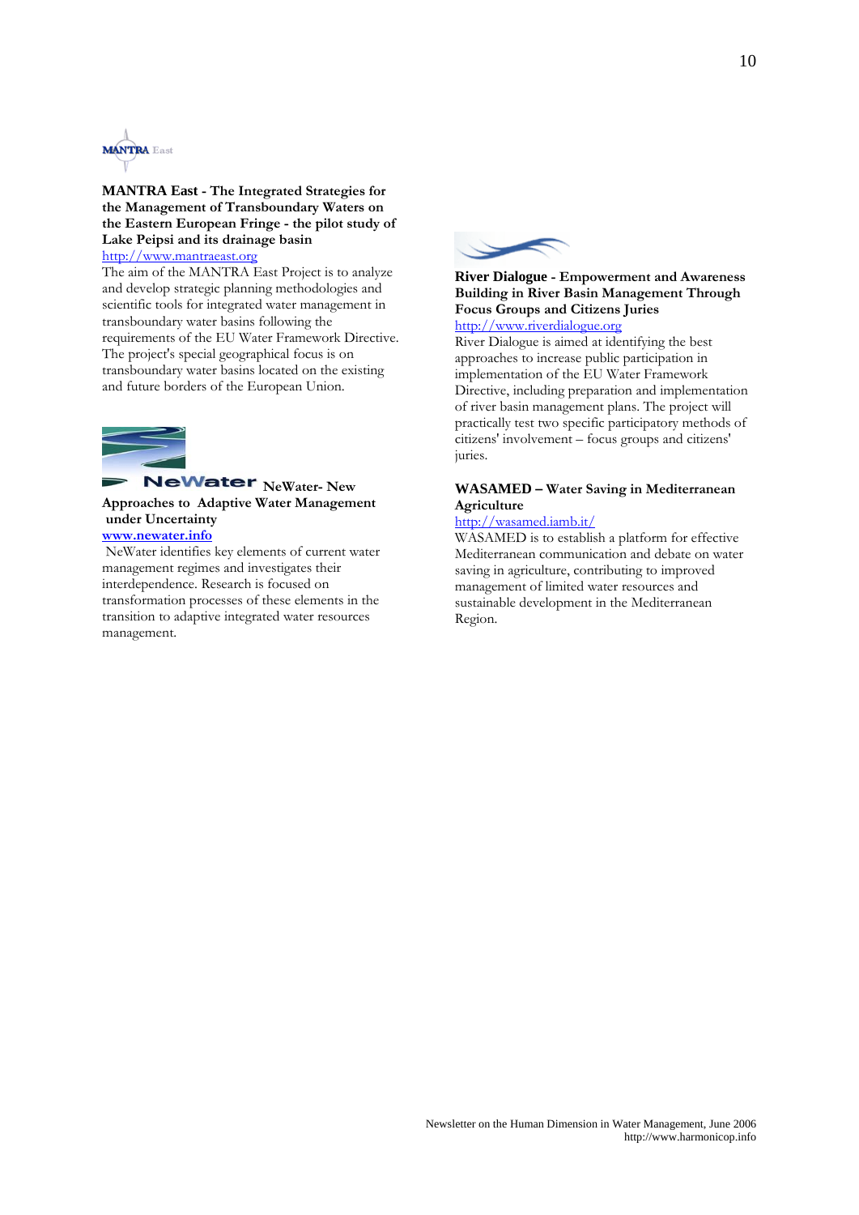**MANTRA East - The Integrated Strategies for the Management of Transboundary Waters on the Eastern European Fringe - the pilot study of Lake Peipsi and its drainage basin**
http://www.mantraeast.org
The aim of the MANTRA East Project is to analyze and develop strategic planning methodologies and scientific tools for integrated water management in transboundary water basins following the requirements of the EU Water Framework Directive. The project's special geographical focus is on transboundary water basins located on the existing and future borders of the European Union.

**NeWater- New Approaches to Adaptive Water Management under Uncertainty**
**www.newater.info**
NeWater identifies key elements of current water management regimes and investigates their interdependence. Research is focused on transformation processes of these elements in the transition to adaptive integrated water resources management.

**River Dialogue - Empowerment and Awareness Building in River Basin Management Through Focus Groups and Citizens Juries**
http://www.riverdialogue.org
River Dialogue is aimed at identifying the best approaches to increase public participation in implementation of the EU Water Framework Directive, including preparation and implementation of river basin management plans. The project will practically test two specific participatory methods of citizens' involvement – focus groups and citizens' juries.

**WASAMED – Water Saving in Mediterranean Agriculture**
http://wasamed.iamb.it/
WASAMED is to establish a platform for effective Mediterranean communication and debate on water saving in agriculture, contributing to improved management of limited water resources and sustainable development in the Mediterranean Region.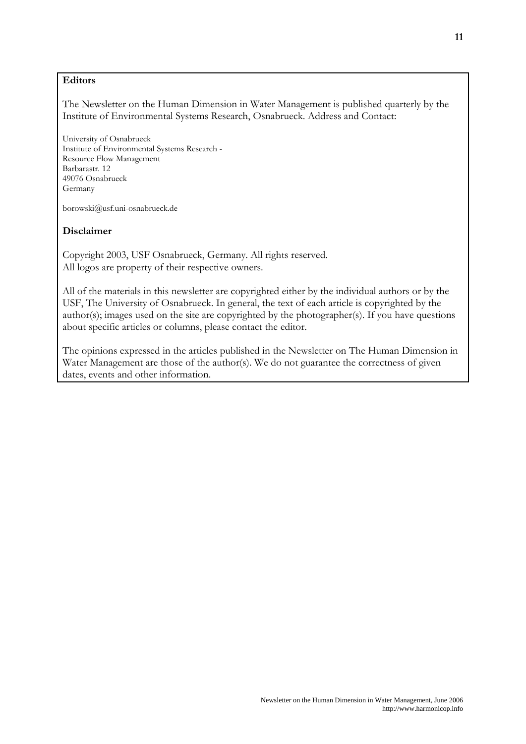## Editors

The Newsletter on the Human Dimension in Water Management is published quarterly by the Institute of Environmental Systems Research, Osnabrueck. Address and Contact:

University of Osnabrueck
Institute of Environmental Systems Research -
Resource Flow Management
Barbarastr. 12
49076 Osnabrueck
Germany

borowski@usf.uni-osnabrueck.de

## Disclaimer

Copyright 2003, USF Osnabrueck, Germany. All rights reserved.
All logos are property of their respective owners.

All of the materials in this newsletter are copyrighted either by the individual authors or by the USF, The University of Osnabrueck. In general, the text of each article is copyrighted by the author(s); images used on the site are copyrighted by the photographer(s). If you have questions about specific articles or columns, please contact the editor.

The opinions expressed in the articles published in the Newsletter on The Human Dimension in Water Management are those of the author(s). We do not guarantee the correctness of given dates, events and other information.